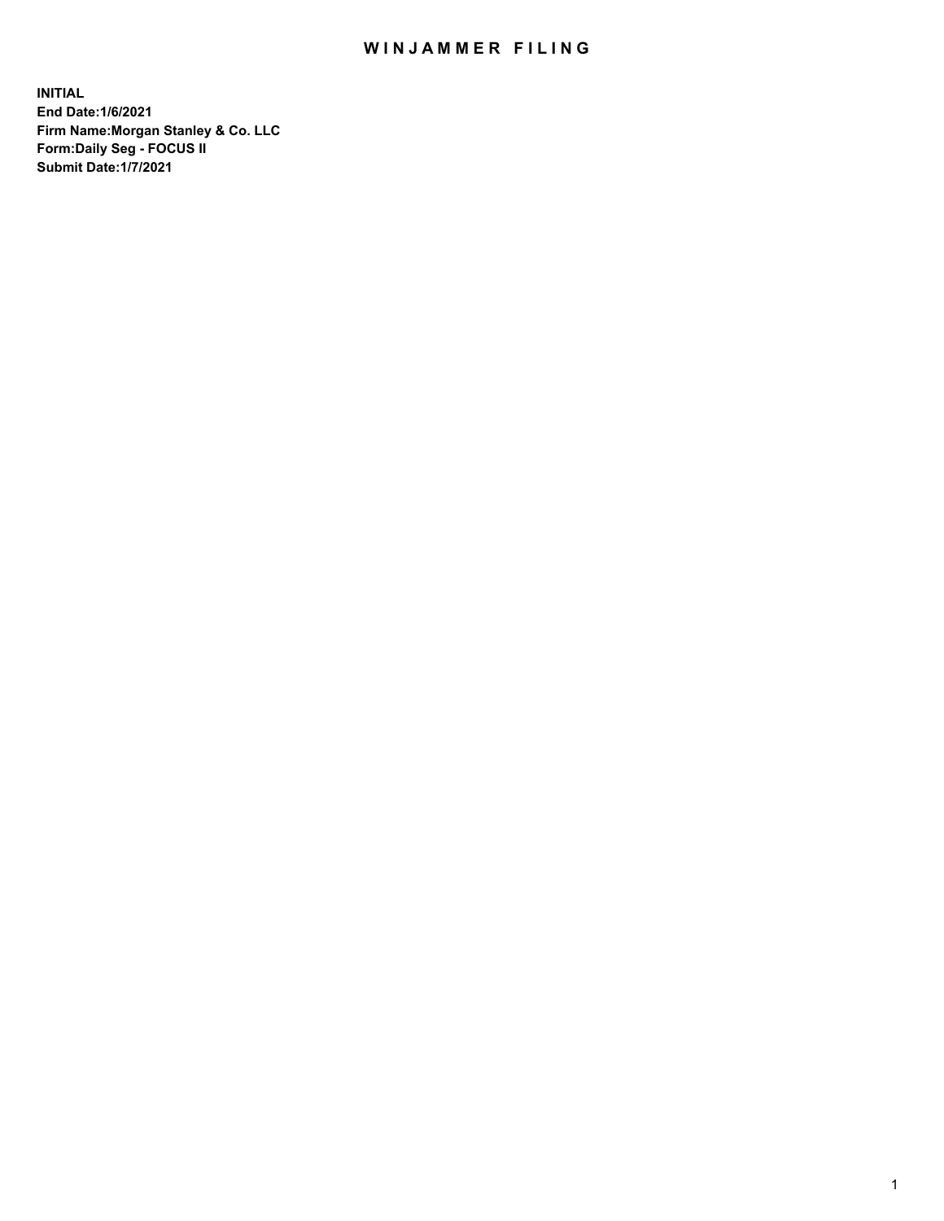# WINJAMMER FILING

**INITIAL**
**End Date:1/6/2021**
**Firm Name:Morgan Stanley & Co. LLC**
**Form:Daily Seg - FOCUS II**
**Submit Date:1/7/2021**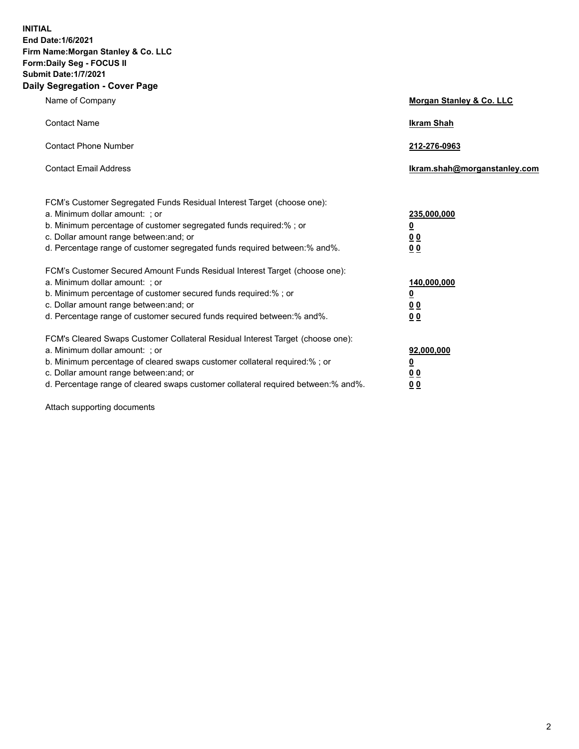**INITIAL**
**End Date:1/6/2021**
**Firm Name:Morgan Stanley & Co. LLC**
**Form:Daily Seg - FOCUS II**
**Submit Date:1/7/2021**
**Daily Segregation - Cover Page**

| | |
|---|---|
| Name of Company | **Morgan Stanley & Co. LLC** |
| Contact Name | **Ikram Shah** |
| Contact Phone Number | **212-276-0963** |
| Contact Email Address | **Ikram.shah@morganstanley.com** |

| | |
|---|---|
| FCM's Customer Segregated Funds Residual Interest Target (choose one): | |
| a. Minimum dollar amount: ; or | **235,000,000** |
| b. Minimum percentage of customer segregated funds required:% ; or | **0** |
| c. Dollar amount range between:and; or | **0 0** |
| d. Percentage range of customer segregated funds required between:% and%. | **0 0** |
| FCM's Customer Secured Amount Funds Residual Interest Target (choose one): | |
| a. Minimum dollar amount: ; or | **140,000,000** |
| b. Minimum percentage of customer secured funds required:% ; or | **0** |
| c. Dollar amount range between:and; or | **0 0** |
| d. Percentage range of customer secured funds required between:% and%. | **0 0** |
| FCM's Cleared Swaps Customer Collateral Residual Interest Target (choose one): | |
| a. Minimum dollar amount: ; or | **92,000,000** |
| b. Minimum percentage of cleared swaps customer collateral required:% ; or | **0** |
| c. Dollar amount range between:and; or | **0 0** |
| d. Percentage range of cleared swaps customer collateral required between:% and%. | **0 0** |

Attach supporting documents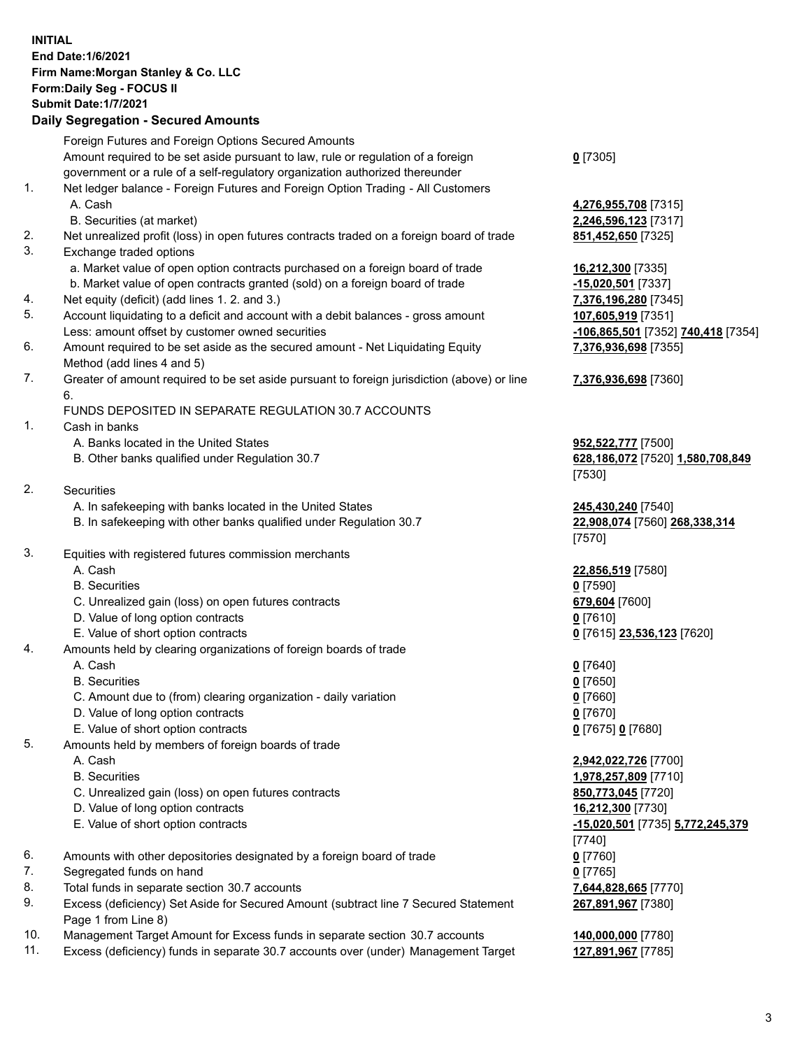**INITIAL**
**End Date:1/6/2021**
**Firm Name:Morgan Stanley & Co. LLC**
**Form:Daily Seg - FOCUS II**
**Submit Date:1/7/2021**

## Daily Segregation - Secured Amounts

| | | |
|---|---|---|
| | Foreign Futures and Foreign Options Secured Amounts | |
| | Amount required to be set aside pursuant to law, rule or regulation of a foreign government or a rule of a self-regulatory organization authorized thereunder | **0** [7305] |
| 1. | Net ledger balance - Foreign Futures and Foreign Option Trading - All Customers | |
| | A. Cash | **4,276,955,708** [7315] |
| | B. Securities (at market) | **2,246,596,123** [7317] |
| 2. | Net unrealized profit (loss) in open futures contracts traded on a foreign board of trade | **851,452,650** [7325] |
| 3. | Exchange traded options | |
| | a. Market value of open option contracts purchased on a foreign board of trade | **16,212,300** [7335] |
| | b. Market value of open contracts granted (sold) on a foreign board of trade | **-15,020,501** [7337] |
| 4. | Net equity (deficit) (add lines 1. 2. and 3.) | **7,376,196,280** [7345] |
| 5. | Account liquidating to a deficit and account with a debit balances - gross amount | **107,605,919** [7351] |
| | Less: amount offset by customer owned securities | **-106,865,501** [7352] **740,418** [7354] |
| 6. | Amount required to be set aside as the secured amount - Net Liquidating Equity Method (add lines 4 and 5) | **7,376,936,698** [7355] |
| 7. | Greater of amount required to be set aside pursuant to foreign jurisdiction (above) or line 6. | **7,376,936,698** [7360] |
| | FUNDS DEPOSITED IN SEPARATE REGULATION 30.7 ACCOUNTS | |
| 1. | Cash in banks | |
| | A. Banks located in the United States | **952,522,777** [7500] |
| | B. Other banks qualified under Regulation 30.7 | **628,186,072** [7520] **1,580,708,849** [7530] |
| 2. | Securities | |
| | A. In safekeeping with banks located in the United States | **245,430,240** [7540] |
| | B. In safekeeping with other banks qualified under Regulation 30.7 | **22,908,074** [7560] **268,338,314** [7570] |
| 3. | Equities with registered futures commission merchants | |
| | A. Cash | **22,856,519** [7580] |
| | B. Securities | **0** [7590] |
| | C. Unrealized gain (loss) on open futures contracts | **679,604** [7600] |
| | D. Value of long option contracts | **0** [7610] |
| | E. Value of short option contracts | **0** [7615] **23,536,123** [7620] |
| 4. | Amounts held by clearing organizations of foreign boards of trade | |
| | A. Cash | **0** [7640] |
| | B. Securities | **0** [7650] |
| | C. Amount due to (from) clearing organization - daily variation | **0** [7660] |
| | D. Value of long option contracts | **0** [7670] |
| | E. Value of short option contracts | **0** [7675] **0** [7680] |
| 5. | Amounts held by members of foreign boards of trade | |
| | A. Cash | **2,942,022,726** [7700] |
| | B. Securities | **1,978,257,809** [7710] |
| | C. Unrealized gain (loss) on open futures contracts | **850,773,045** [7720] |
| | D. Value of long option contracts | **16,212,300** [7730] |
| | E. Value of short option contracts | **-15,020,501** [7735] **5,772,245,379** [7740] |
| 6. | Amounts with other depositories designated by a foreign board of trade | **0** [7760] |
| 7. | Segregated funds on hand | **0** [7765] |
| 8. | Total funds in separate section 30.7 accounts | **7,644,828,665** [7770] |
| 9. | Excess (deficiency) Set Aside for Secured Amount (subtract line 7 Secured Statement Page 1 from Line 8) | **267,891,967** [7380] |
| 10. | Management Target Amount for Excess funds in separate section 30.7 accounts | **140,000,000** [7780] |
| 11. | Excess (deficiency) funds in separate 30.7 accounts over (under) Management Target | **127,891,967** [7785] |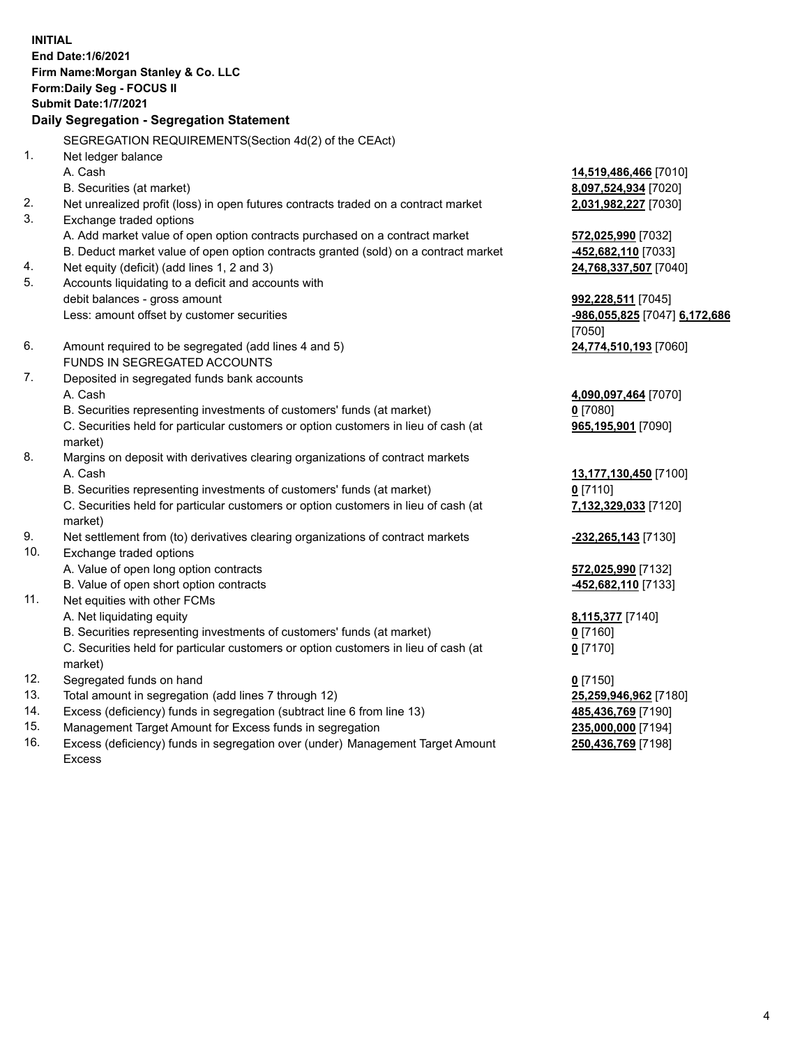**INITIAL**
**End Date:1/6/2021**
**Firm Name:Morgan Stanley & Co. LLC**
**Form:Daily Seg - FOCUS II**
**Submit Date:1/7/2021**

**Daily Segregation - Segregation Statement**

SEGREGATION REQUIREMENTS(Section 4d(2) of the CEAct)

| | | |
|---|---|---|
| 1. | Net ledger balance | |
| | A. Cash | **14,519,486,466** [7010] |
| | B. Securities (at market) | **8,097,524,934** [7020] |
| 2. | Net unrealized profit (loss) in open futures contracts traded on a contract market | **2,031,982,227** [7030] |
| 3. | Exchange traded options | |
| | A. Add market value of open option contracts purchased on a contract market | **572,025,990** [7032] |
| | B. Deduct market value of open option contracts granted (sold) on a contract market | **-452,682,110** [7033] |
| 4. | Net equity (deficit) (add lines 1, 2 and 3) | **24,768,337,507** [7040] |
| 5. | Accounts liquidating to a deficit and accounts with debit balances - gross amount | **992,228,511** [7045] |
| | Less: amount offset by customer securities | **-986,055,825** [7047] **6,172,686** [7050] |
| 6. | Amount required to be segregated (add lines 4 and 5) | **24,774,510,193** [7060] |
| | FUNDS IN SEGREGATED ACCOUNTS | |
| 7. | Deposited in segregated funds bank accounts | |
| | A. Cash | **4,090,097,464** [7070] |
| | B. Securities representing investments of customers' funds (at market) | **0** [7080] |
| | C. Securities held for particular customers or option customers in lieu of cash (at market) | **965,195,901** [7090] |
| 8. | Margins on deposit with derivatives clearing organizations of contract markets | |
| | A. Cash | **13,177,130,450** [7100] |
| | B. Securities representing investments of customers' funds (at market) | **0** [7110] |
| | C. Securities held for particular customers or option customers in lieu of cash (at market) | **7,132,329,033** [7120] |
| 9. | Net settlement from (to) derivatives clearing organizations of contract markets | **-232,265,143** [7130] |
| 10. | Exchange traded options | |
| | A. Value of open long option contracts | **572,025,990** [7132] |
| | B. Value of open short option contracts | **-452,682,110** [7133] |
| 11. | Net equities with other FCMs | |
| | A. Net liquidating equity | **8,115,377** [7140] |
| | B. Securities representing investments of customers' funds (at market) | **0** [7160] |
| | C. Securities held for particular customers or option customers in lieu of cash (at market) | **0** [7170] |
| 12. | Segregated funds on hand | **0** [7150] |
| 13. | Total amount in segregation (add lines 7 through 12) | **25,259,946,962** [7180] |
| 14. | Excess (deficiency) funds in segregation (subtract line 6 from line 13) | **485,436,769** [7190] |
| 15. | Management Target Amount for Excess funds in segregation | **235,000,000** [7194] |
| 16. | Excess (deficiency) funds in segregation over (under) Management Target Amount Excess | **250,436,769** [7198] |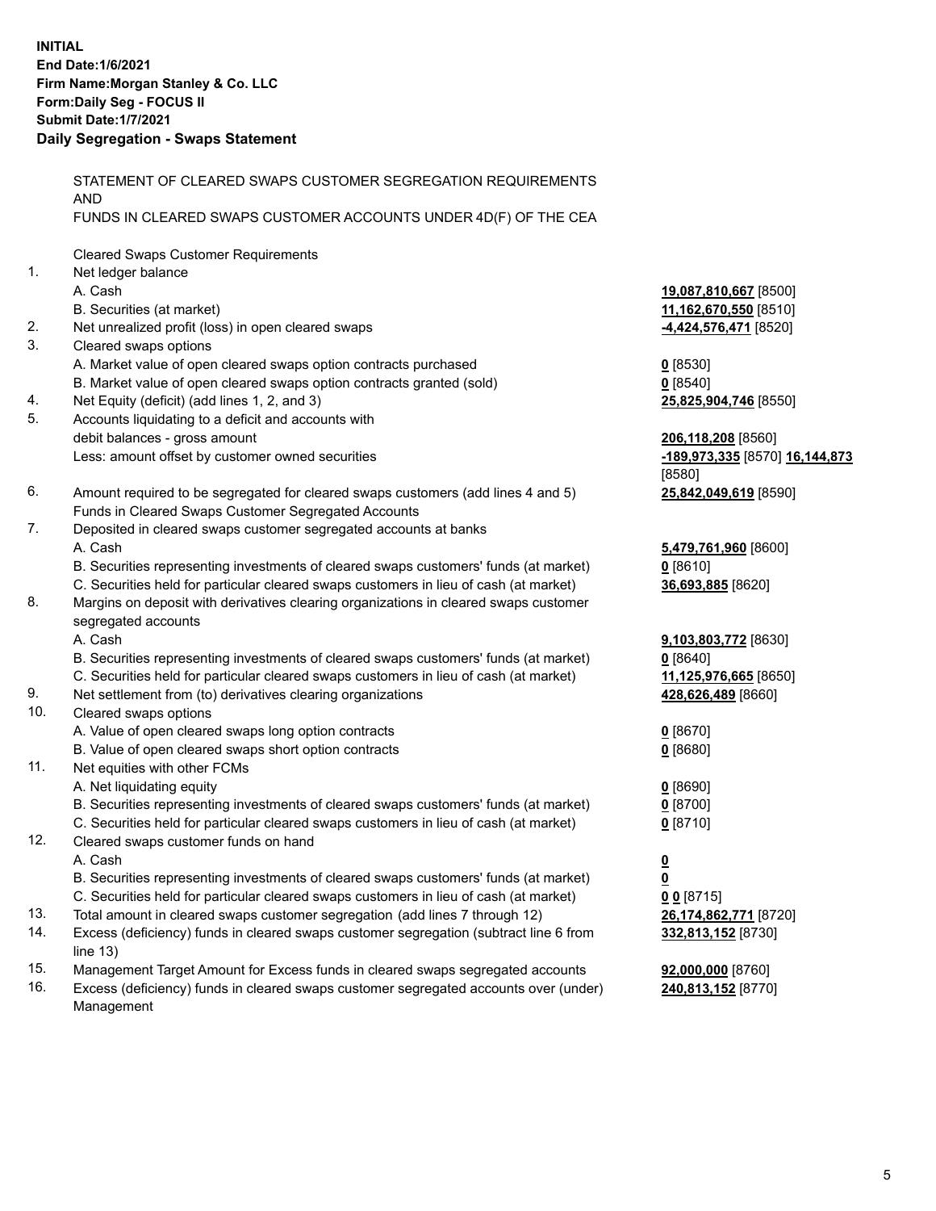**INITIAL**
**End Date:1/6/2021**
**Firm Name:Morgan Stanley & Co. LLC**
**Form:Daily Seg - FOCUS II**
**Submit Date:1/7/2021**
**Daily Segregation - Swaps Statement**

STATEMENT OF CLEARED SWAPS CUSTOMER SEGREGATION REQUIREMENTS AND
FUNDS IN CLEARED SWAPS CUSTOMER ACCOUNTS UNDER 4D(F) OF THE CEA

| | | |
|---|---|---|
| | Cleared Swaps Customer Requirements | |
| 1. | Net ledger balance | |
| | A. Cash | **19,087,810,667** [8500] |
| | B. Securities (at market) | **11,162,670,550** [8510] |
| 2. | Net unrealized profit (loss) in open cleared swaps | **-4,424,576,471** [8520] |
| 3. | Cleared swaps options | |
| | A. Market value of open cleared swaps option contracts purchased | **0** [8530] |
| | B. Market value of open cleared swaps option contracts granted (sold) | **0** [8540] |
| 4. | Net Equity (deficit) (add lines 1, 2, and 3) | **25,825,904,746** [8550] |
| 5. | Accounts liquidating to a deficit and accounts with debit balances - gross amount | **206,118,208** [8560] |
| | Less: amount offset by customer owned securities | **-189,973,335** [8570] **16,144,873** [8580] |
| 6. | Amount required to be segregated for cleared swaps customers (add lines 4 and 5) | **25,842,049,619** [8590] |
| | Funds in Cleared Swaps Customer Segregated Accounts | |
| 7. | Deposited in cleared swaps customer segregated accounts at banks | |
| | A. Cash | **5,479,761,960** [8600] |
| | B. Securities representing investments of cleared swaps customers' funds (at market) | **0** [8610] |
| | C. Securities held for particular cleared swaps customers in lieu of cash (at market) | **36,693,885** [8620] |
| 8. | Margins on deposit with derivatives clearing organizations in cleared swaps customer segregated accounts | |
| | A. Cash | **9,103,803,772** [8630] |
| | B. Securities representing investments of cleared swaps customers' funds (at market) | **0** [8640] |
| | C. Securities held for particular cleared swaps customers in lieu of cash (at market) | **11,125,976,665** [8650] |
| 9. | Net settlement from (to) derivatives clearing organizations | **428,626,489** [8660] |
| 10. | Cleared swaps options | |
| | A. Value of open cleared swaps long option contracts | **0** [8670] |
| | B. Value of open cleared swaps short option contracts | **0** [8680] |
| 11. | Net equities with other FCMs | |
| | A. Net liquidating equity | **0** [8690] |
| | B. Securities representing investments of cleared swaps customers' funds (at market) | **0** [8700] |
| | C. Securities held for particular cleared swaps customers in lieu of cash (at market) | **0** [8710] |
| 12. | Cleared swaps customer funds on hand | |
| | A. Cash | **0** |
| | B. Securities representing investments of cleared swaps customers' funds (at market) | **0** |
| | C. Securities held for particular cleared swaps customers in lieu of cash (at market) | **0** **0** [8715] |
| 13. | Total amount in cleared swaps customer segregation (add lines 7 through 12) | **26,174,862,771** [8720] |
| 14. | Excess (deficiency) funds in cleared swaps customer segregation (subtract line 6 from line 13) | **332,813,152** [8730] |
| 15. | Management Target Amount for Excess funds in cleared swaps segregated accounts | **92,000,000** [8760] |
| 16. | Excess (deficiency) funds in cleared swaps customer segregated accounts over (under) Management | **240,813,152** [8770] |